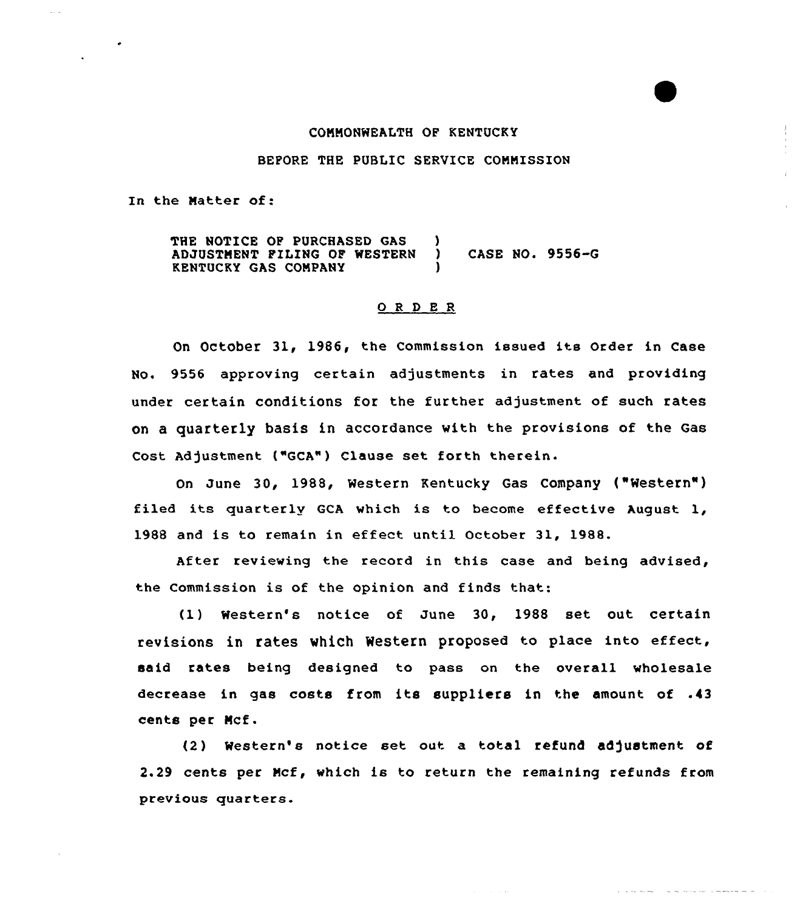COMMONWEALTH OF KENTUCKY

BEFORE THE PUBLIC SERVICE COMMISSION

In the Matter of:

THE NOTICE OF PURCHASED GAS ADJUSTMENT FILING OF WESTERN KENTUCKY GAS COMPANY ) CASE NO. 9556-G

## O R D E R

On October 31, 1986, the Commission issued its Order in Case No. 9556 approving certain adjustments in rates and providing under certain conditions for the further adjustment of such rates on a quarterly basis in accordance with the provisions of the Gas Cost Adjustment ("GCA") Clause set forth therein.

On June 30, 1988, Western Kentucky Gas Company ("Western") filed its quarterly GCA which is to become effective August 1, 1988 and is to remain in effect until October 31, 1988.

After reviewing the record in this case and being advised, the Commission is of the opinion and finds that:

(1) Western's notice of June 30, 1988 set out certain revisions in rates which Western proposed to place into effect, said rates being designed to pass on the overall wholesale decrease in gas costs from its suppliers in the amount of .43 cents per Mcf.

(2) Western's notice set out a total refund adjustment of 2.29 cents per Mcf, which is to return the remaining refunds from previous quarters.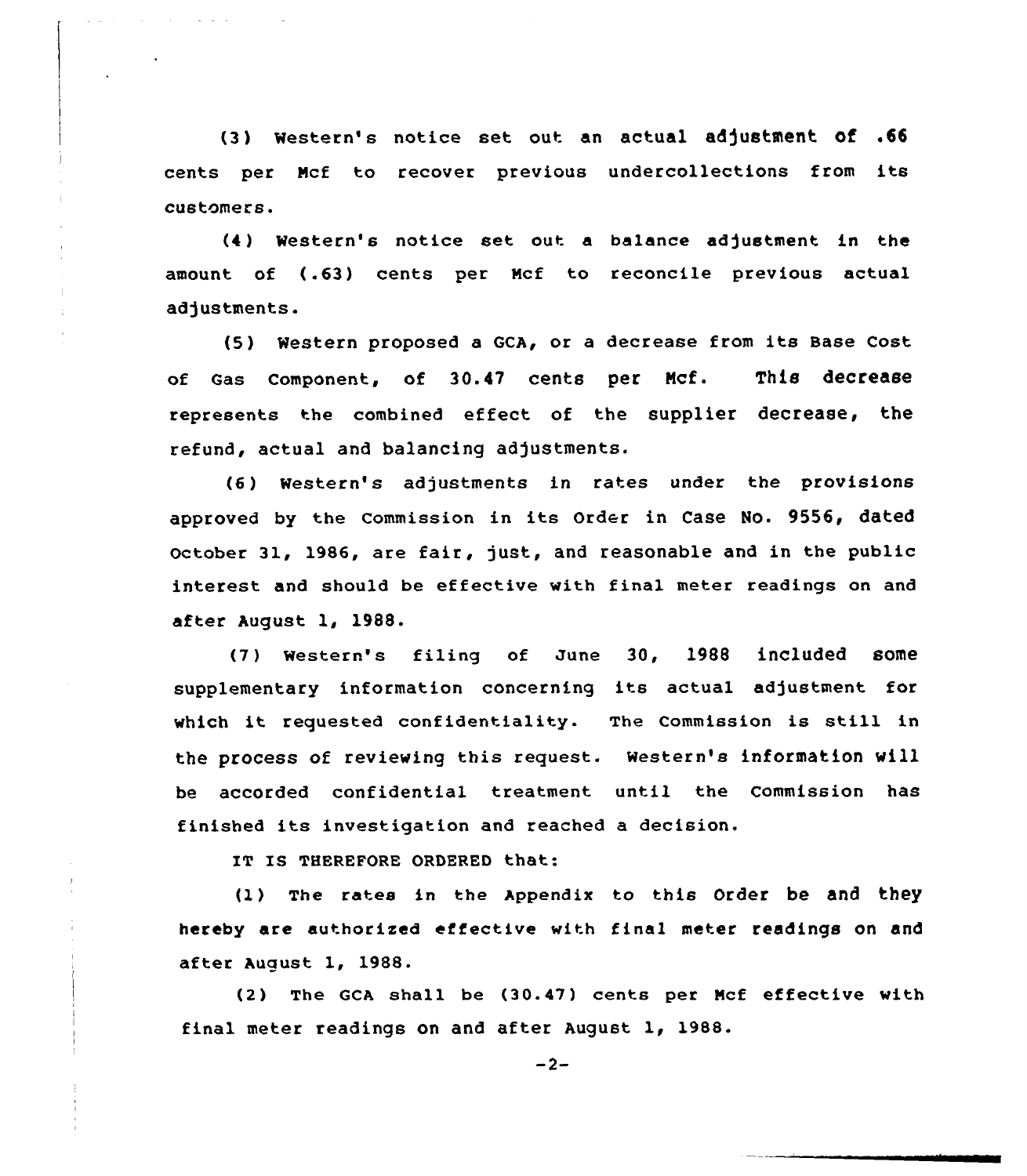(3) Western's notice set out an actual adjustment of .66 cents per Mcf to recover previous undercollections from its customers.

(4) Western's notice set out a balance adjustment in the amount of (.63) cents per Mcf to reconcile previous actual adjustments.

(5) Western proposed a GCA, or a decrease from its Base Cost of Gas Component, of 30.47 cents per Mcf. This decrease represents the combined effect of the supplier decrease, the refund, actual and balancing adjustments.

(6) Western's adjustments in rates under the provisions approved by the Commission in its Order in Case No. 9556, dated October 31, 1986, are fair, just, and reasonable and in the public interest and should be effective with final meter readings on and after August 1, 1988.

(7) Western's filing of June 30, 1988 included some supplementary information concerning its actual adjustment for which it requested confidentiality. The Commission is still in the process of reviewing this request. Western's information will be accorded confidential treatment until the Commission has finished its investigation and reached a decision.

IT IS THEREFORE ORDERED that:

(1) The rates in the Appendix to this Order be and they hereby are authorized effective with final meter readings on and after August 1, 1988.

(2) The GCA shall be (30.47) cents per Mcf effective with final meter readings on and after August 1, 1988.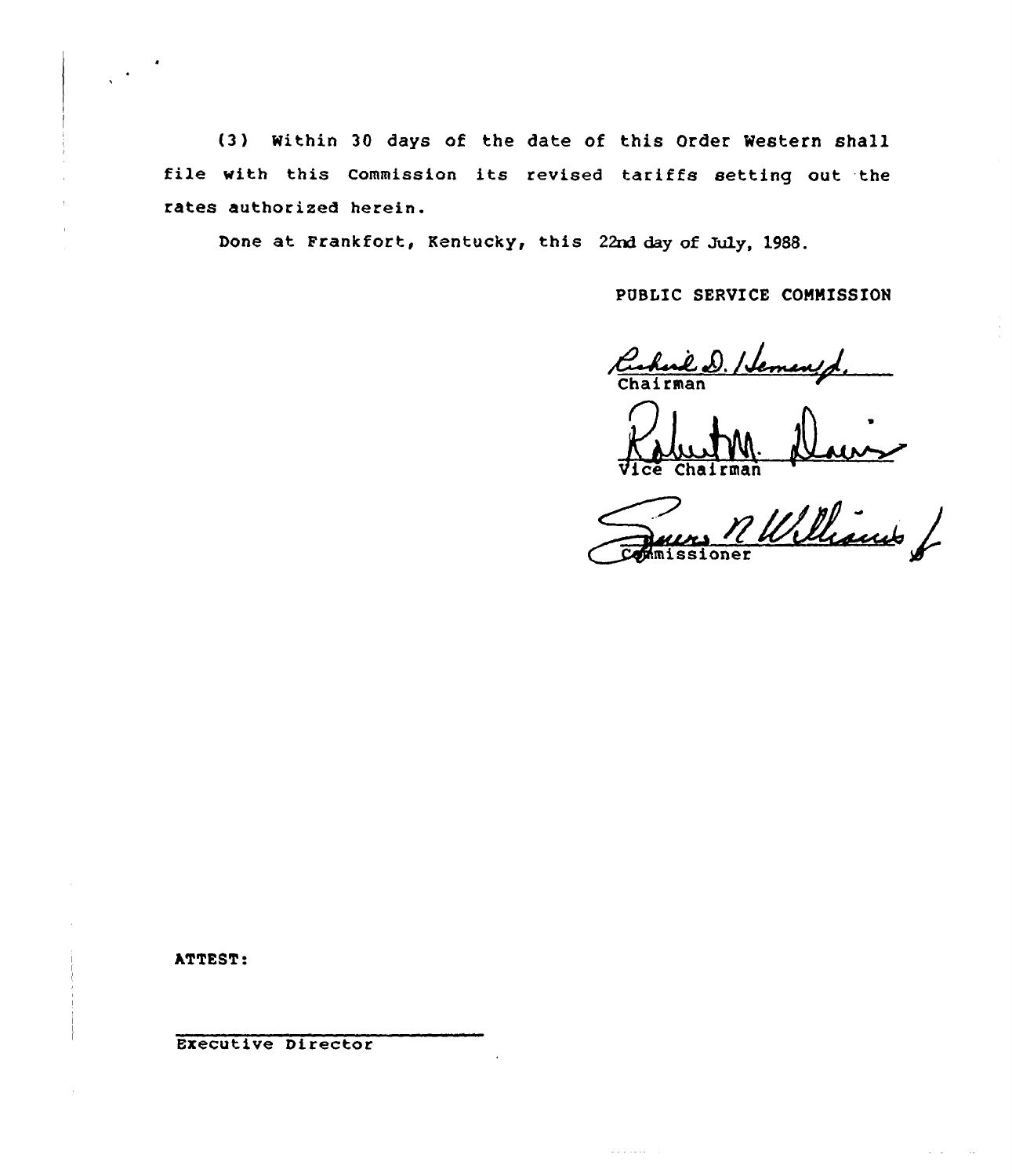(3) Within 30 days of the date of this Order Western shall file with this Commission its revised tariffs setting out the rates authorized herein.

Done at Frankfort, Kentucky, this 22nd day of July, 1988.

PUBLIC SERVICE COMMISSION

Richard D. Heman Jr.
Chairman

Robert M. Davis
Vice Chairman

James N Williams
Commissioner

ATTEST:

Executive Director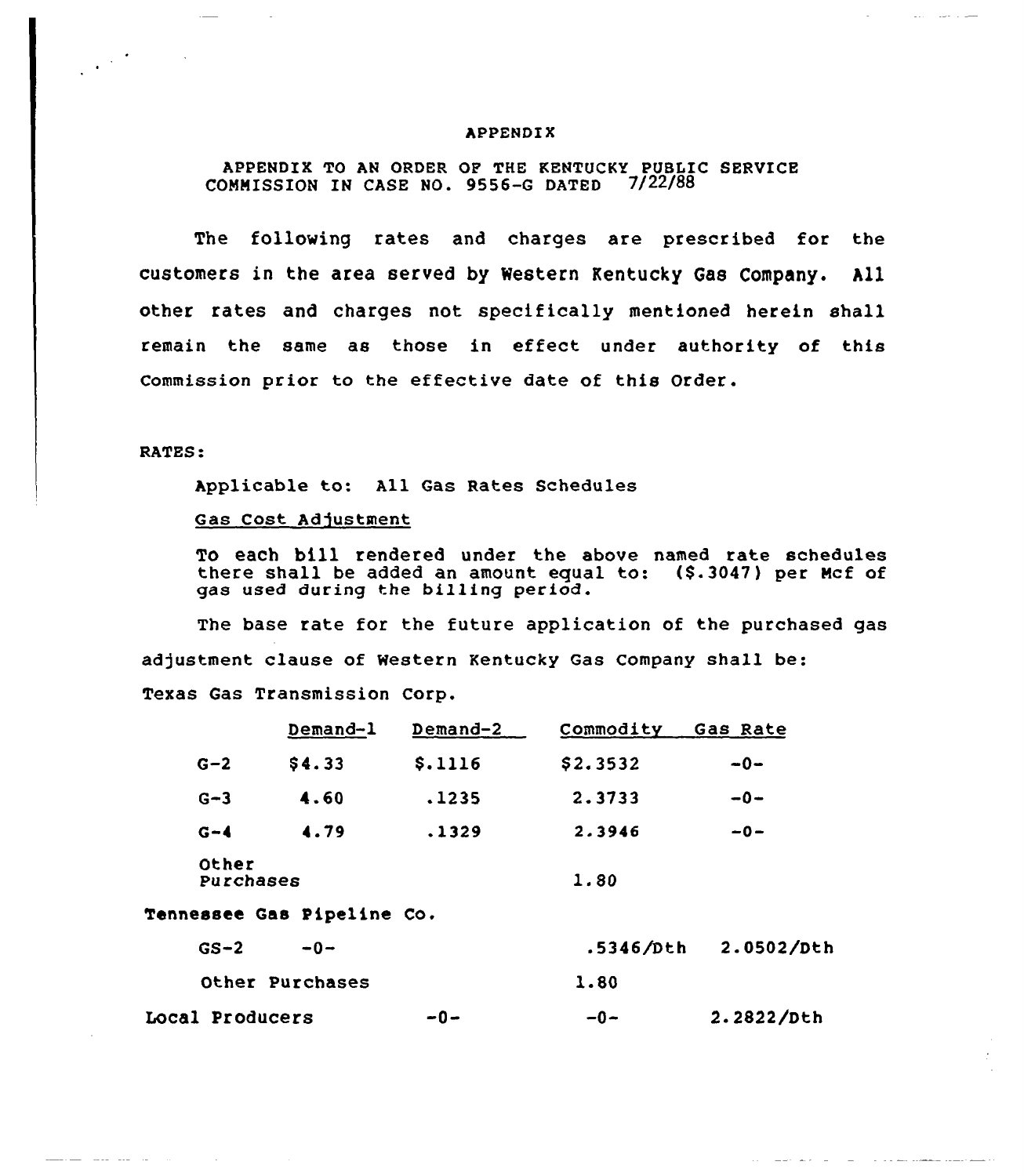# APPENDIX

APPENDIX TO AN ORDER OF THE KENTUCKY PUBLIC SERVICE COMMISSION IN CASE NO. 9556-G DATED 7/22/88

The following rates and charges are prescribed for the customers in the area served by Western Kentucky Gas Company. All other rates and charges not specifically mentioned herein shall remain the same as those in effect under authority of this Commission prior to the effective date of this Order.

RATES:

Applicable to: All Gas Rates Schedules

Gas Cost Adjustment

To each bill rendered under the above named rate schedules there shall be added an amount equal to: ($.3047) per Mcf of gas used during the billing period.

The base rate for the future application of the purchased gas adjustment clause of Western Kentucky Gas Company shall be:

Texas Gas Transmission Corp.

| | Demand-1 | Demand-2 | Commodity | Gas Rate |
|---|---|---|---|---|
| G-2 | $4.33 | $.1116 | $2.3532 | -0- |
| G-3 | 4.60 | .1235 | 2.3733 | -0- |
| G-4 | 4.79 | .1329 | 2.3946 | -0- |
| Other Purchases | | | 1.80 | |

Tennessee Gas Pipeline Co.

| | Demand-1 | Demand-2 | Commodity | Gas Rate |
|---|---|---|---|---|
| GS-2 | -0- | | .5346/Dth | 2.0502/Dth |
| Other Purchases | | | 1.80 | |
| Local Producers | | -0- | -0- | 2.2822/Dth |